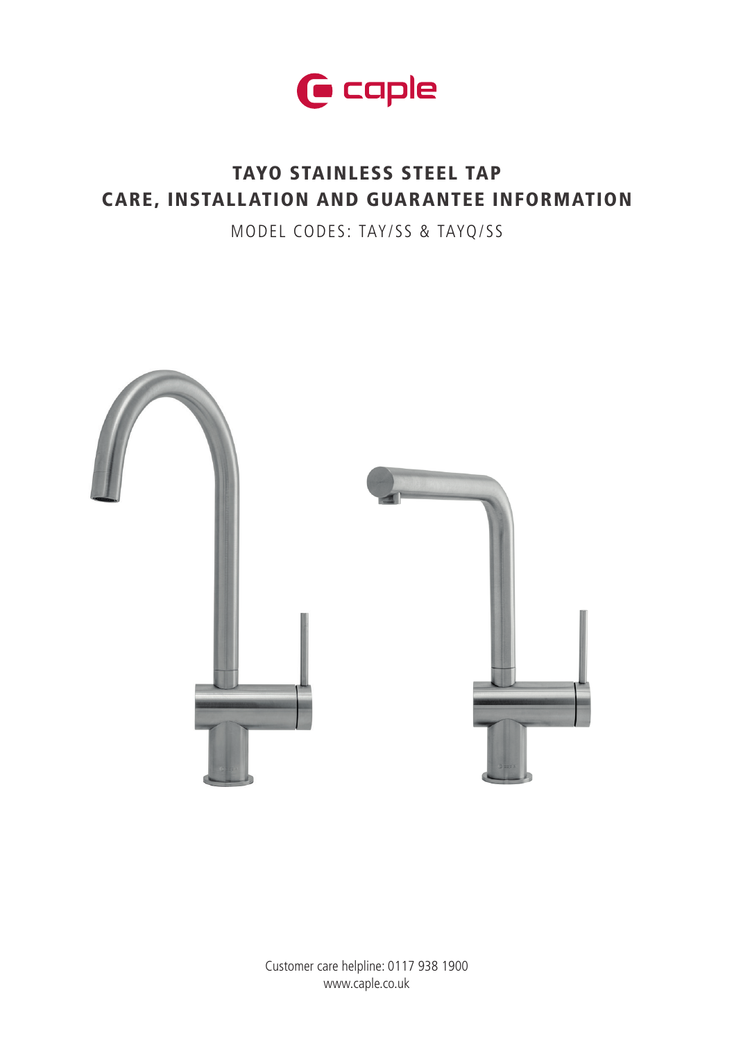caple

# TAYO STAINLESS STEEL TAP
# CARE, INSTALLATION AND GUARANTEE INFORMATION

MODEL CODES: TAY/SS & TAYQ/SS

Customer care helpline: 0117 938 1900
www.caple.co.uk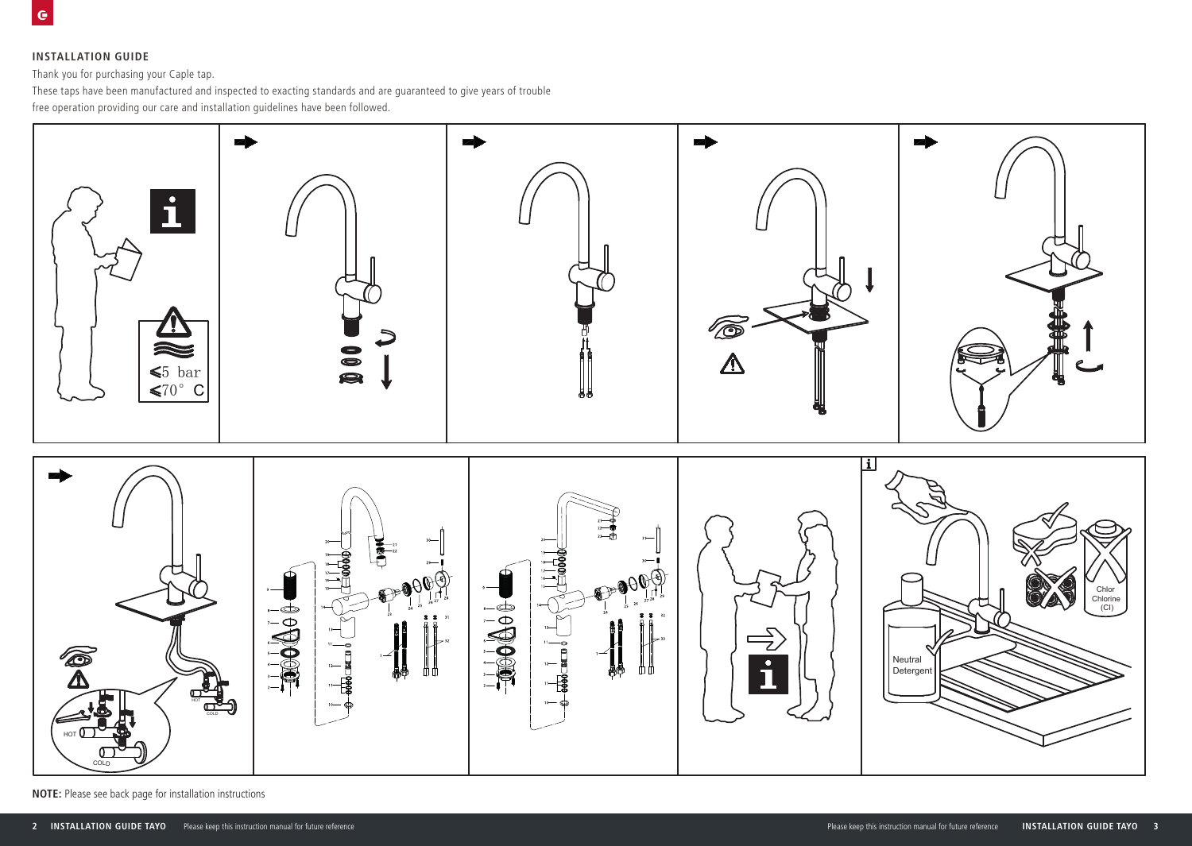## INSTALLATION GUIDE

Thank you for purchasing your Caple tap.

These taps have been manufactured and inspected to exacting standards and are guaranteed to give years of trouble free operation providing our care and installation guidelines have been followed.

≤5 bar

≤70° C

HOT

COLD

HOT

COLD

Neutral Detergent

Chlor Chlorine (Cl)

**NOTE:** Please see back page for installation instructions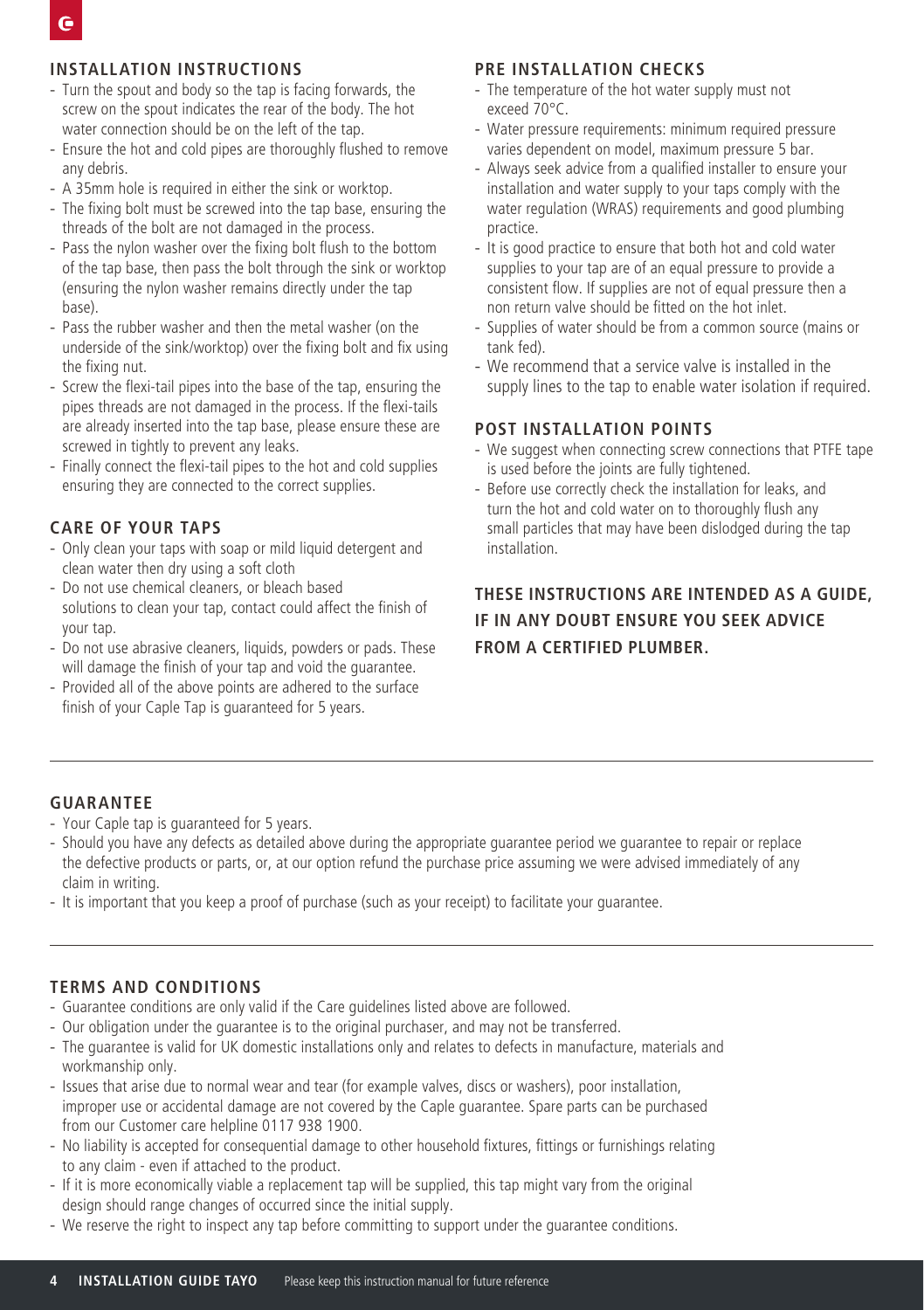## INSTALLATION INSTRUCTIONS

- Turn the spout and body so the tap is facing forwards, the screw on the spout indicates the rear of the body. The hot water connection should be on the left of the tap.
- Ensure the hot and cold pipes are thoroughly flushed to remove any debris.
- A 35mm hole is required in either the sink or worktop.
- The fixing bolt must be screwed into the tap base, ensuring the threads of the bolt are not damaged in the process.
- Pass the nylon washer over the fixing bolt flush to the bottom of the tap base, then pass the bolt through the sink or worktop (ensuring the nylon washer remains directly under the tap base).
- Pass the rubber washer and then the metal washer (on the underside of the sink/worktop) over the fixing bolt and fix using the fixing nut.
- Screw the flexi-tail pipes into the base of the tap, ensuring the pipes threads are not damaged in the process. If the flexi-tails are already inserted into the tap base, please ensure these are screwed in tightly to prevent any leaks.
- Finally connect the flexi-tail pipes to the hot and cold supplies ensuring they are connected to the correct supplies.

## CARE OF YOUR TAPS

- Only clean your taps with soap or mild liquid detergent and clean water then dry using a soft cloth
- Do not use chemical cleaners, or bleach based solutions to clean your tap, contact could affect the finish of your tap.
- Do not use abrasive cleaners, liquids, powders or pads. These will damage the finish of your tap and void the guarantee.
- Provided all of the above points are adhered to the surface finish of your Caple Tap is guaranteed for 5 years.

## PRE INSTALLATION CHECKS

- The temperature of the hot water supply must not exceed 70°C.
- Water pressure requirements: minimum required pressure varies dependent on model, maximum pressure 5 bar.
- Always seek advice from a qualified installer to ensure your installation and water supply to your taps comply with the water regulation (WRAS) requirements and good plumbing practice.
- It is good practice to ensure that both hot and cold water supplies to your tap are of an equal pressure to provide a consistent flow. If supplies are not of equal pressure then a non return valve should be fitted on the hot inlet.
- Supplies of water should be from a common source (mains or tank fed).
- We recommend that a service valve is installed in the supply lines to the tap to enable water isolation if required.

## POST INSTALLATION POINTS

- We suggest when connecting screw connections that PTFE tape is used before the joints are fully tightened.
- Before use correctly check the installation for leaks, and turn the hot and cold water on to thoroughly flush any small particles that may have been dislodged during the tap installation.

**THESE INSTRUCTIONS ARE INTENDED AS A GUIDE, IF IN ANY DOUBT ENSURE YOU SEEK ADVICE FROM A CERTIFIED PLUMBER.**

## GUARANTEE

- Your Caple tap is guaranteed for 5 years.
- Should you have any defects as detailed above during the appropriate guarantee period we guarantee to repair or replace the defective products or parts, or, at our option refund the purchase price assuming we were advised immediately of any claim in writing.
- It is important that you keep a proof of purchase (such as your receipt) to facilitate your guarantee.

## TERMS AND CONDITIONS

- Guarantee conditions are only valid if the Care guidelines listed above are followed.
- Our obligation under the guarantee is to the original purchaser, and may not be transferred.
- The guarantee is valid for UK domestic installations only and relates to defects in manufacture, materials and workmanship only.
- Issues that arise due to normal wear and tear (for example valves, discs or washers), poor installation, improper use or accidental damage are not covered by the Caple guarantee. Spare parts can be purchased from our Customer care helpline 0117 938 1900.
- No liability is accepted for consequential damage to other household fixtures, fittings or furnishings relating to any claim - even if attached to the product.
- If it is more economically viable a replacement tap will be supplied, this tap might vary from the original design should range changes of occurred since the initial supply.
- We reserve the right to inspect any tap before committing to support under the guarantee conditions.